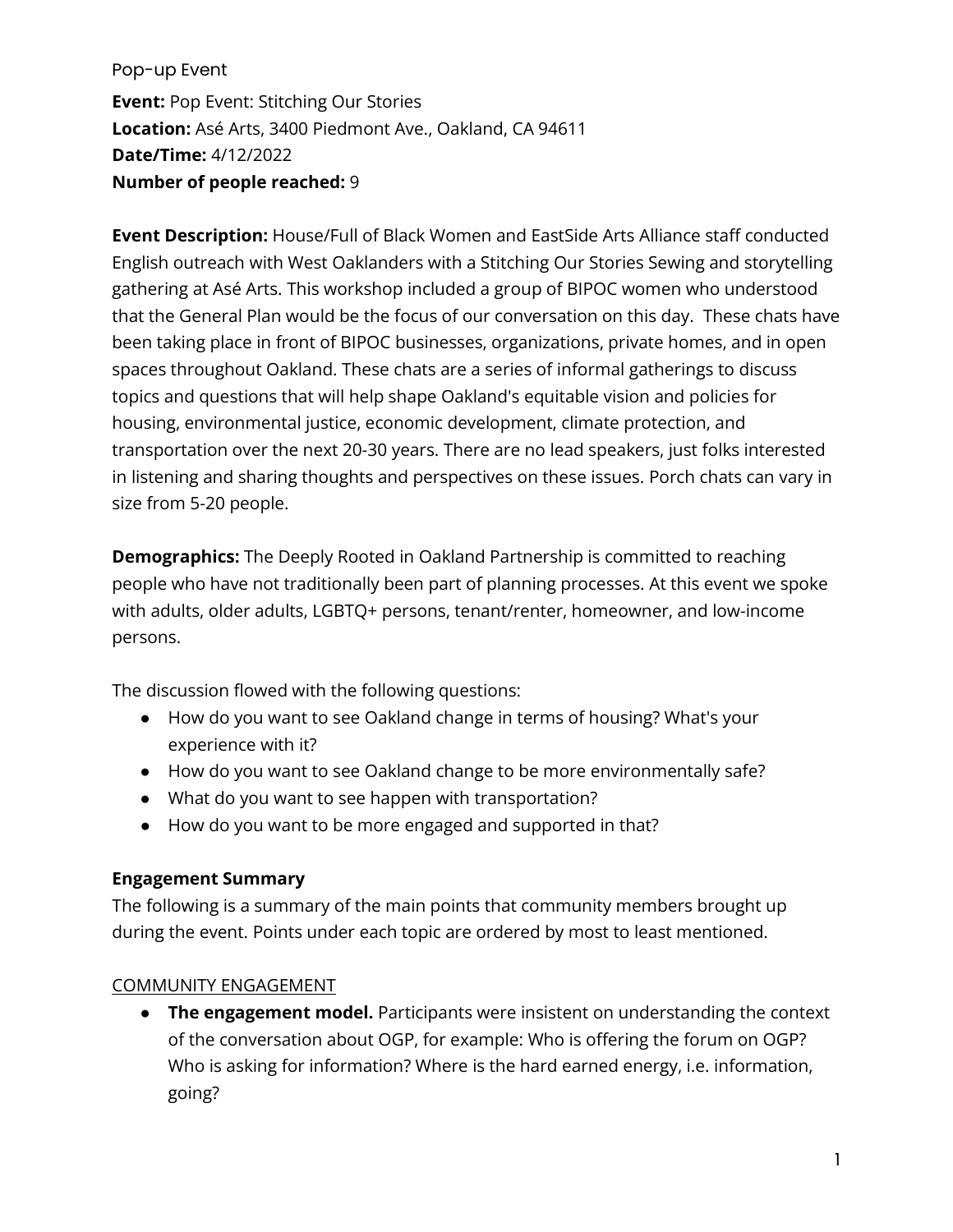Pop-up Event

**Event:** Pop Event: Stitching Our Stories
**Location:** Asé Arts, 3400 Piedmont Ave., Oakland, CA 94611
**Date/Time:** 4/12/2022
**Number of people reached:** 9

**Event Description:** House/Full of Black Women and EastSide Arts Alliance staff conducted English outreach with West Oaklanders with a Stitching Our Stories Sewing and storytelling gathering at Asé Arts. This workshop included a group of BIPOC women who understood that the General Plan would be the focus of our conversation on this day. These chats have been taking place in front of BIPOC businesses, organizations, private homes, and in open spaces throughout Oakland. These chats are a series of informal gatherings to discuss topics and questions that will help shape Oakland's equitable vision and policies for housing, environmental justice, economic development, climate protection, and transportation over the next 20-30 years. There are no lead speakers, just folks interested in listening and sharing thoughts and perspectives on these issues. Porch chats can vary in size from 5-20 people.

**Demographics:** The Deeply Rooted in Oakland Partnership is committed to reaching people who have not traditionally been part of planning processes. At this event we spoke with adults, older adults, LGBTQ+ persons, tenant/renter, homeowner, and low-income persons.

The discussion flowed with the following questions:

- How do you want to see Oakland change in terms of housing? What's your experience with it?
- How do you want to see Oakland change to be more environmentally safe?
- What do you want to see happen with transportation?
- How do you want to be more engaged and supported in that?

## Engagement Summary

The following is a summary of the main points that community members brought up during the event. Points under each topic are ordered by most to least mentioned.

COMMUNITY ENGAGEMENT

- **The engagement model.** Participants were insistent on understanding the context of the conversation about OGP, for example: Who is offering the forum on OGP? Who is asking for information? Where is the hard earned energy, i.e. information, going?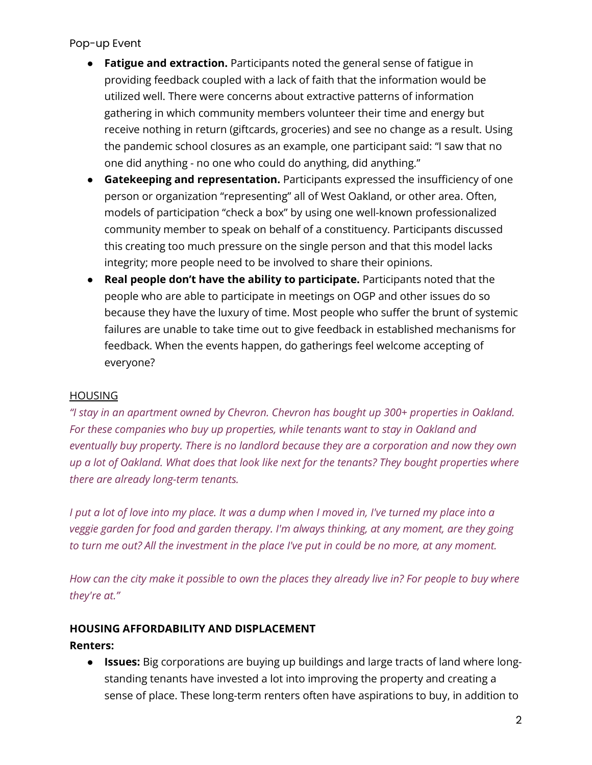- **Fatigue and extraction.** Participants noted the general sense of fatigue in providing feedback coupled with a lack of faith that the information would be utilized well. There were concerns about extractive patterns of information gathering in which community members volunteer their time and energy but receive nothing in return (giftcards, groceries) and see no change as a result. Using the pandemic school closures as an example, one participant said: "I saw that no one did anything - no one who could do anything, did anything."
- **Gatekeeping and representation.** Participants expressed the insufficiency of one person or organization "representing" all of West Oakland, or other area. Often, models of participation "check a box" by using one well-known professionalized community member to speak on behalf of a constituency. Participants discussed this creating too much pressure on the single person and that this model lacks integrity; more people need to be involved to share their opinions.
- **Real people don't have the ability to participate.** Participants noted that the people who are able to participate in meetings on OGP and other issues do so because they have the luxury of time. Most people who suffer the brunt of systemic failures are unable to take time out to give feedback in established mechanisms for feedback. When the events happen, do gatherings feel welcome accepting of everyone?

<u>HOUSING</u>

*"I stay in an apartment owned by Chevron. Chevron has bought up 300+ properties in Oakland. For these companies who buy up properties, while tenants want to stay in Oakland and eventually buy property. There is no landlord because they are a corporation and now they own up a lot of Oakland. What does that look like next for the tenants? They bought properties where there are already long-term tenants.*

*I put a lot of love into my place. It was a dump when I moved in, I've turned my place into a veggie garden for food and garden therapy. I'm always thinking, at any moment, are they going to turn me out? All the investment in the place I've put in could be no more, at any moment.*

*How can the city make it possible to own the places they already live in? For people to buy where they're at."*

**HOUSING AFFORDABILITY AND DISPLACEMENT**

**Renters:**

- **Issues:** Big corporations are buying up buildings and large tracts of land where long-standing tenants have invested a lot into improving the property and creating a sense of place. These long-term renters often have aspirations to buy, in addition to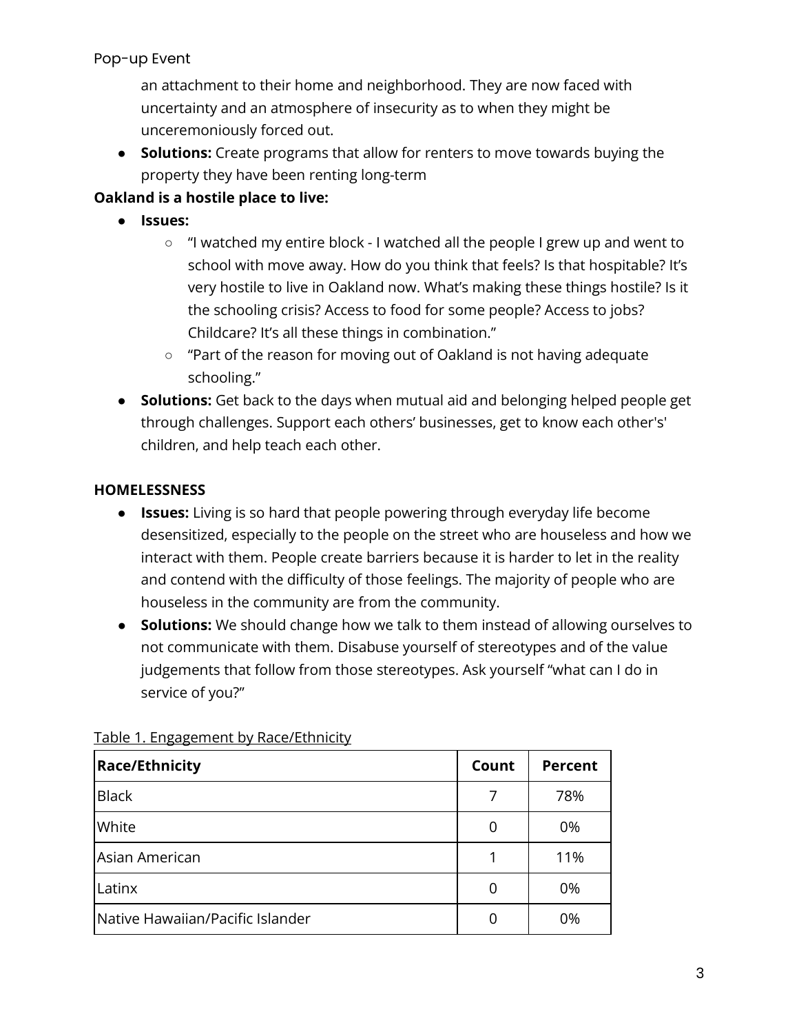an attachment to their home and neighborhood. They are now faced with uncertainty and an atmosphere of insecurity as to when they might be unceremoniously forced out.

- **Solutions:** Create programs that allow for renters to move towards buying the property they have been renting long-term

**Oakland is a hostile place to live:**

- **Issues:**
    - "I watched my entire block - I watched all the people I grew up and went to school with move away. How do you think that feels? Is that hospitable? It's very hostile to live in Oakland now. What's making these things hostile? Is it the schooling crisis? Access to food for some people? Access to jobs? Childcare? It's all these things in combination."
    - "Part of the reason for moving out of Oakland is not having adequate schooling."
- **Solutions:** Get back to the days when mutual aid and belonging helped people get through challenges. Support each others' businesses, get to know each other's' children, and help teach each other.

**HOMELESSNESS**

- **Issues:** Living is so hard that people powering through everyday life become desensitized, especially to the people on the street who are houseless and how we interact with them. People create barriers because it is harder to let in the reality and contend with the difficulty of those feelings. The majority of people who are houseless in the community are from the community.
- **Solutions:** We should change how we talk to them instead of allowing ourselves to not communicate with them. Disabuse yourself of stereotypes and of the value judgements that follow from those stereotypes. Ask yourself "what can I do in service of you?"

Table 1. Engagement by Race/Ethnicity

| Race/Ethnicity | Count | Percent |
|---|---|---|
| Black | 7 | 78% |
| White | 0 | 0% |
| Asian American | 1 | 11% |
| Latinx | 0 | 0% |
| Native Hawaiian/Pacific Islander | 0 | 0% |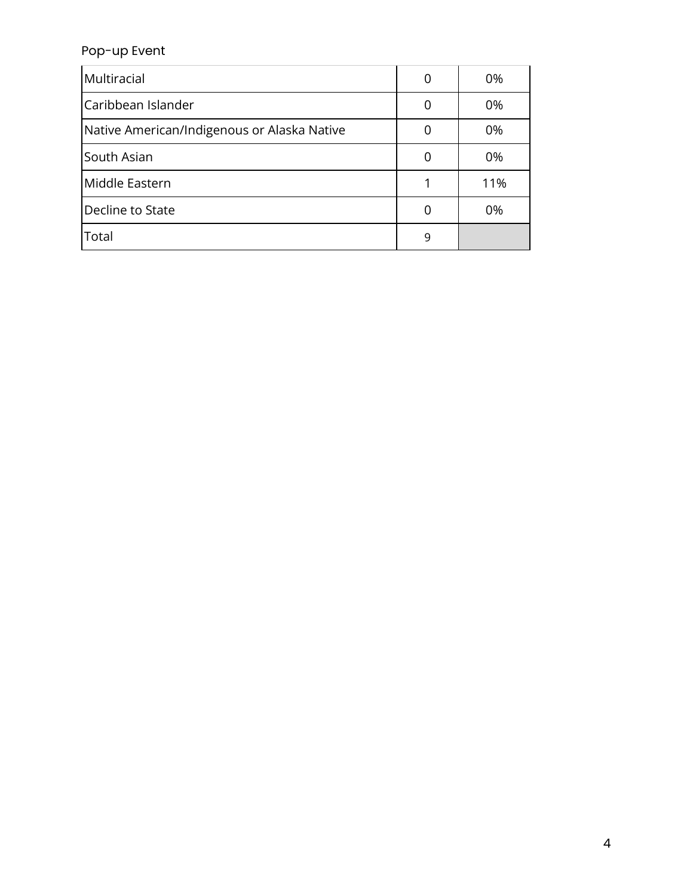Pop-up Event

| | | |
|---|---|---|
| Multiracial | 0 | 0% |
| Caribbean Islander | 0 | 0% |
| Native American/Indigenous or Alaska Native | 0 | 0% |
| South Asian | 0 | 0% |
| Middle Eastern | 1 | 11% |
| Decline to State | 0 | 0% |
| Total | 9 | |